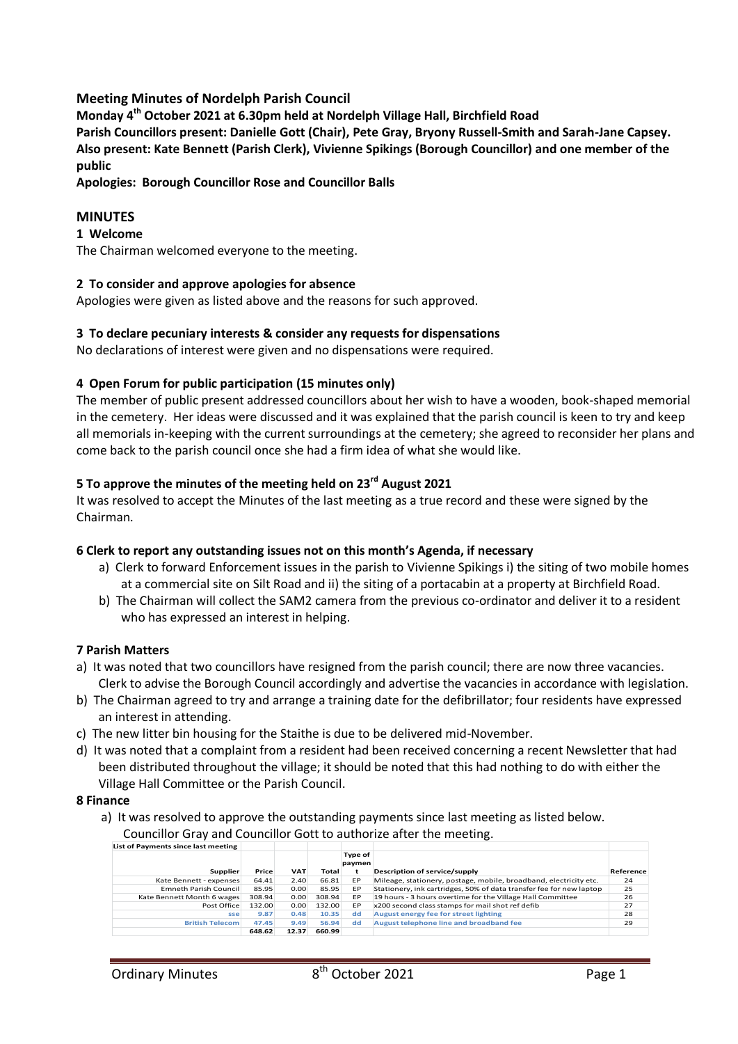## Meeting Minutes of Nordelph Parish Council

**Monday 4th October 2021 at 6.30pm held at Nordelph Village Hall, Birchfield Road**
**Parish Councillors present: Danielle Gott (Chair), Pete Gray, Bryony Russell-Smith and Sarah-Jane Capsey.**
**Also present: Kate Bennett (Parish Clerk), Vivienne Spikings (Borough Councillor) and one member of the public**
**Apologies: Borough Councillor Rose and Councillor Balls**

## MINUTES

### 1 Welcome

The Chairman welcomed everyone to the meeting.

### 2 To consider and approve apologies for absence

Apologies were given as listed above and the reasons for such approved.

### 3 To declare pecuniary interests & consider any requests for dispensations

No declarations of interest were given and no dispensations were required.

### 4 Open Forum for public participation (15 minutes only)

The member of public present addressed councillors about her wish to have a wooden, book-shaped memorial in the cemetery. Her ideas were discussed and it was explained that the parish council is keen to try and keep all memorials in-keeping with the current surroundings at the cemetery; she agreed to reconsider her plans and come back to the parish council once she had a firm idea of what she would like.

### 5 To approve the minutes of the meeting held on 23rd August 2021

It was resolved to accept the Minutes of the last meeting as a true record and these were signed by the Chairman.

### 6 Clerk to report any outstanding issues not on this month's Agenda, if necessary

a) Clerk to forward Enforcement issues in the parish to Vivienne Spikings i) the siting of two mobile homes at a commercial site on Silt Road and ii) the siting of a portacabin at a property at Birchfield Road.
b) The Chairman will collect the SAM2 camera from the previous co-ordinator and deliver it to a resident who has expressed an interest in helping.

### 7 Parish Matters

a) It was noted that two councillors have resigned from the parish council; there are now three vacancies. Clerk to advise the Borough Council accordingly and advertise the vacancies in accordance with legislation.
b) The Chairman agreed to try and arrange a training date for the defibrillator; four residents have expressed an interest in attending.
c) The new litter bin housing for the Staithe is due to be delivered mid-November.
d) It was noted that a complaint from a resident had been received concerning a recent Newsletter that had been distributed throughout the village; it should be noted that this had nothing to do with either the Village Hall Committee or the Parish Council.

### 8 Finance

a) It was resolved to approve the outstanding payments since last meeting as listed below. Councillor Gray and Councillor Gott to authorize after the meeting.

**List of Payments since last meeting**

| Supplier | Price | VAT | Total | Type of payment | Description of service/supply | Reference |
|---|---|---|---|---|---|---|
| Kate Bennett - expenses | 64.41 | 2.40 | 66.81 | EP | Mileage, stationery, postage, mobile, broadband, electricity etc. | 24 |
| Emneth Parish Council | 85.95 | 0.00 | 85.95 | EP | Stationery, ink cartridges, 50% of data transfer fee for new laptop | 25 |
| Kate Bennett Month 6 wages | 308.94 | 0.00 | 308.94 | EP | 19 hours - 3 hours overtime for the Village Hall Committee | 26 |
| Post Office | 132.00 | 0.00 | 132.00 | EP | x200 second class stamps for mail shot ref defib | 27 |
| sse | 9.87 | 0.48 | 10.35 | dd | August energy fee for street lighting | 28 |
| British Telecom | 47.45 | 9.49 | 56.94 | dd | August telephone line and broadband fee | 29 |
| | 648.62 | 12.37 | 660.99 | | | |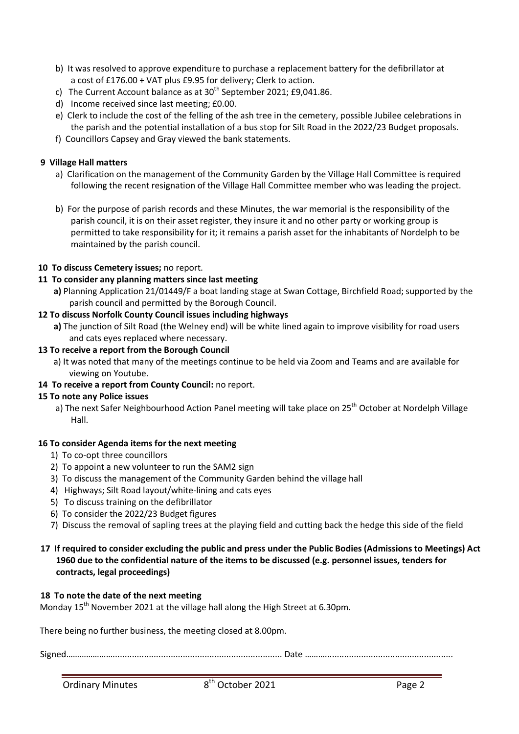b) It was resolved to approve expenditure to purchase a replacement battery for the defibrillator at a cost of £176.00 + VAT plus £9.95 for delivery; Clerk to action.

c) The Current Account balance as at 30th September 2021; £9,041.86.

d) Income received since last meeting; £0.00.

e) Clerk to include the cost of the felling of the ash tree in the cemetery, possible Jubilee celebrations in the parish and the potential installation of a bus stop for Silt Road in the 2022/23 Budget proposals.

f) Councillors Capsey and Gray viewed the bank statements.

**9 Village Hall matters**

a) Clarification on the management of the Community Garden by the Village Hall Committee is required following the recent resignation of the Village Hall Committee member who was leading the project.

b) For the purpose of parish records and these Minutes, the war memorial is the responsibility of the parish council, it is on their asset register, they insure it and no other party or working group is permitted to take responsibility for it; it remains a parish asset for the inhabitants of Nordelph to be maintained by the parish council.

**10 To discuss Cemetery issues;** no report.

**11 To consider any planning matters since last meeting**

**a)** Planning Application 21/01449/F a boat landing stage at Swan Cottage, Birchfield Road; supported by the parish council and permitted by the Borough Council.

**12 To discuss Norfolk County Council issues including highways**

**a)** The junction of Silt Road (the Welney end) will be white lined again to improve visibility for road users and cats eyes replaced where necessary.

**13 To receive a report from the Borough Council**

a) It was noted that many of the meetings continue to be held via Zoom and Teams and are available for viewing on Youtube.

**14 To receive a report from County Council:** no report.

**15 To note any Police issues**

a) The next Safer Neighbourhood Action Panel meeting will take place on 25th October at Nordelph Village Hall.

**16 To consider Agenda items for the next meeting**

1) To co-opt three councillors
2) To appoint a new volunteer to run the SAM2 sign
3) To discuss the management of the Community Garden behind the village hall
4) Highways; Silt Road layout/white-lining and cats eyes
5) To discuss training on the defibrillator
6) To consider the 2022/23 Budget figures
7) Discuss the removal of sapling trees at the playing field and cutting back the hedge this side of the field

**17 If required to consider excluding the public and press under the Public Bodies (Admissions to Meetings) Act 1960 due to the confidential nature of the items to be discussed (e.g. personnel issues, tenders for contracts, legal proceedings)**

**18 To note the date of the next meeting**

Monday 15th November 2021 at the village hall along the High Street at 6.30pm.

There being no further business, the meeting closed at 8.00pm.

Signed……………………........................................................................ Date …………...................................................